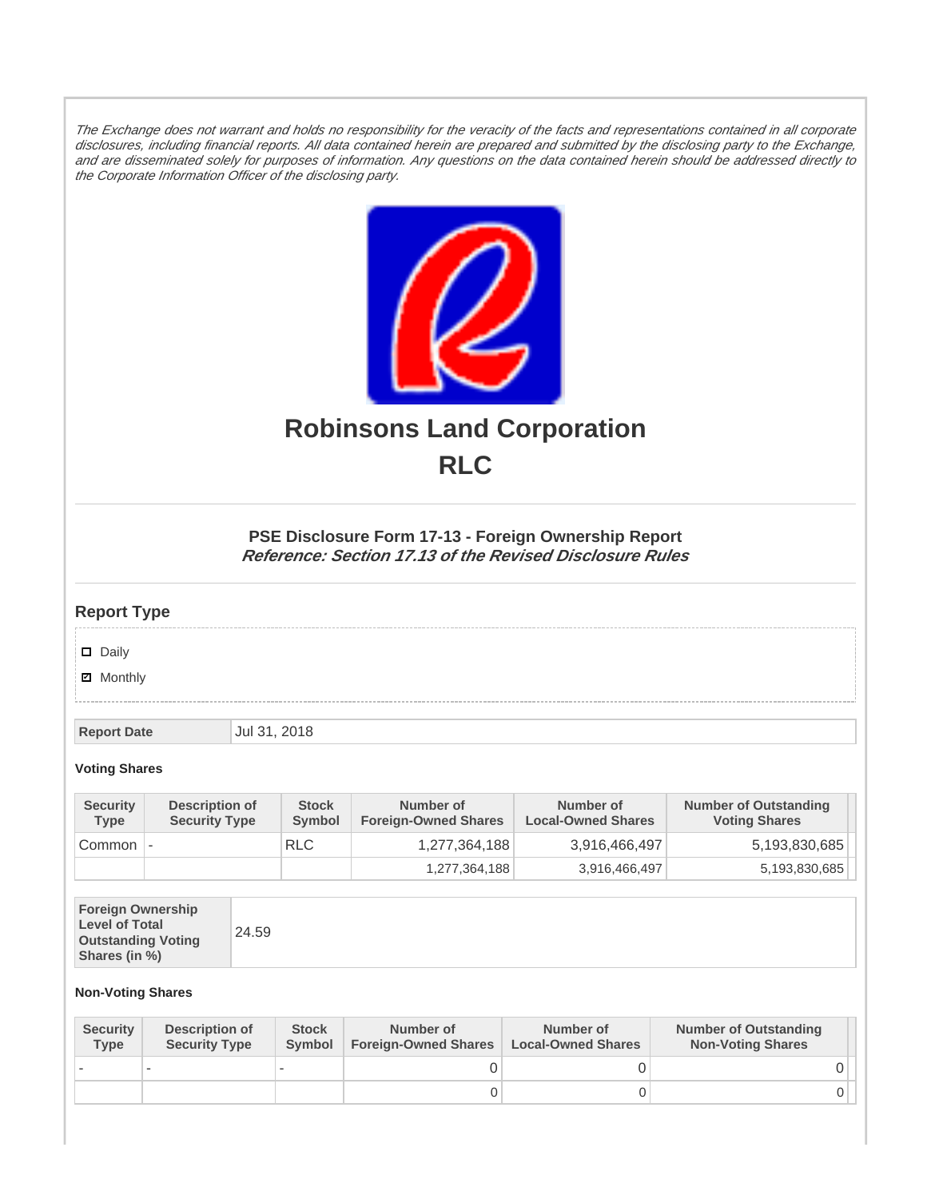*The Exchange does not warrant and holds no responsibility for the veracity of the facts and representations contained in all corporate disclosures, including financial reports. All data contained herein are prepared and submitted by the disclosing party to the Exchange, and are disseminated solely for purposes of information. Any questions on the data contained herein should be addressed directly to the Corporate Information Officer of the disclosing party.*

# Robinsons Land Corporation
# RLC

### PSE Disclosure Form 17-13 - Foreign Ownership Report
***Reference: Section 17.13 of the Revised Disclosure Rules***

## Report Type

- [ ] Daily
- [x] Monthly

| Report Date | Jul 31, 2018 |
|---|---|

#### Voting Shares

| Security Type | Description of Security Type | Stock Symbol | Number of Foreign-Owned Shares | Number of Local-Owned Shares | Number of Outstanding Voting Shares |
|---|---|---|---|---|---|
| Common | - | RLC | 1,277,364,188 | 3,916,466,497 | 5,193,830,685 |
| | | | 1,277,364,188 | 3,916,466,497 | 5,193,830,685 |

| Foreign Ownership Level of Total Outstanding Voting Shares (in %) | 24.59 |
|---|---|

#### Non-Voting Shares

| Security Type | Description of Security Type | Stock Symbol | Number of Foreign-Owned Shares | Number of Local-Owned Shares | Number of Outstanding Non-Voting Shares |
|---|---|---|---|---|---|
| - | - | - | 0 | 0 | 0 |
| | | | 0 | 0 | 0 |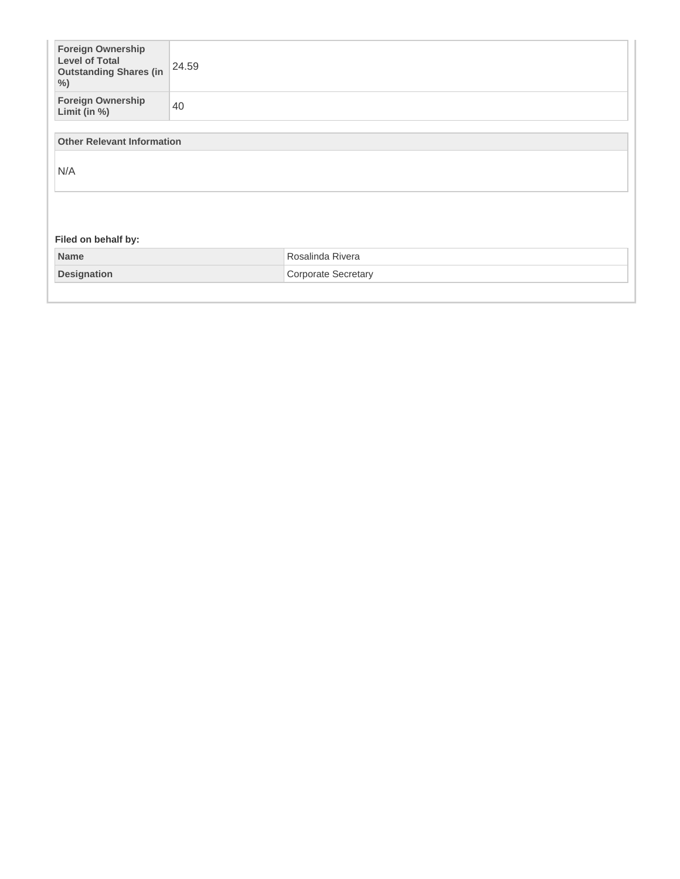| | |
|---|---|
| **Foreign Ownership Level of Total Outstanding Shares (in %)** | 24.59 |
| **Foreign Ownership Limit (in %)** | 40 |

| **Other Relevant Information** |
|---|
| N/A |

**Filed on behalf by:**

| | |
|---|---|
| **Name** | Rosalinda Rivera |
| **Designation** | Corporate Secretary |